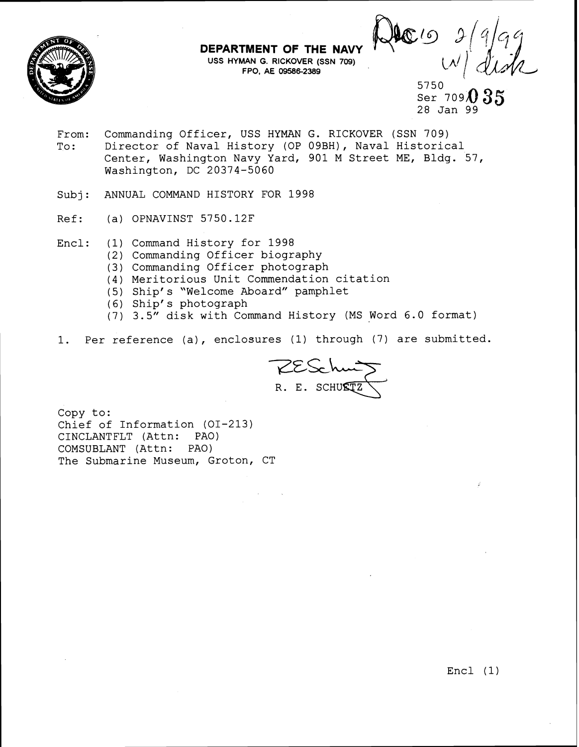**DEPARTMENT OF THE NAVY**
USS HYMAN G. RICKOVER (SSN 709)
FPO, AE 09586-2389

Rec'd 2/9/99
w/ disk

5750
Ser 709/035
28 Jan 99

From: Commanding Officer, USS HYMAN G. RICKOVER (SSN 709)
To: Director of Naval History (OP 09BH), Naval Historical Center, Washington Navy Yard, 901 M Street ME, Bldg. 57, Washington, DC 20374-5060

Subj: ANNUAL COMMAND HISTORY FOR 1998

Ref: (a) OPNAVINST 5750.12F

Encl: (1) Command History for 1998
(2) Commanding Officer biography
(3) Commanding Officer photograph
(4) Meritorious Unit Commendation citation
(5) Ship's "Welcome Aboard" pamphlet
(6) Ship's photograph
(7) 3.5" disk with Command History (MS Word 6.0 format)

1. Per reference (a), enclosures (1) through (7) are submitted.

R. E. SCHUETZ

Copy to:
Chief of Information (OI-213)
CINCLANTFLT (Attn: PAO)
COMSUBLANT (Attn: PAO)
The Submarine Museum, Groton, CT

Encl (1)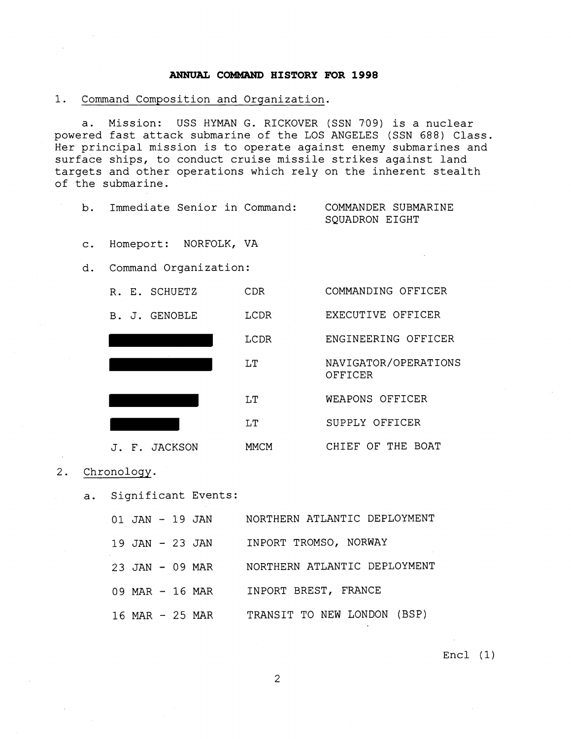**ANNUAL COMMAND HISTORY FOR 1998**

1. Command Composition and Organization.

   a. Mission: USS HYMAN G. RICKOVER (SSN 709) is a nuclear powered fast attack submarine of the LOS ANGELES (SSN 688) Class. Her principal mission is to operate against enemy submarines and surface ships, to conduct cruise missile strikes against land targets and other operations which rely on the inherent stealth of the submarine.

   b. Immediate Senior in Command: COMMANDER SUBMARINE SQUADRON EIGHT

   c. Homeport: NORFOLK, VA

   d. Command Organization:

| | | |
|---|---|---|
| R. E. SCHUETZ | CDR | COMMANDING OFFICER |
| B. J. GENOBLE | LCDR | EXECUTIVE OFFICER |
| [REDACTED] | LCDR | ENGINEERING OFFICER |
| [REDACTED] | LT | NAVIGATOR/OPERATIONS OFFICER |
| [REDACTED] | LT | WEAPONS OFFICER |
| [REDACTED] | LT | SUPPLY OFFICER |
| J. F. JACKSON | MMCM | CHIEF OF THE BOAT |

2. Chronology.

   a. Significant Events:

| | |
|---|---|
| 01 JAN - 19 JAN | NORTHERN ATLANTIC DEPLOYMENT |
| 19 JAN - 23 JAN | INPORT TROMSO, NORWAY |
| 23 JAN - 09 MAR | NORTHERN ATLANTIC DEPLOYMENT |
| 09 MAR - 16 MAR | INPORT BREST, FRANCE |
| 16 MAR - 25 MAR | TRANSIT TO NEW LONDON (BSP) |

Encl (1)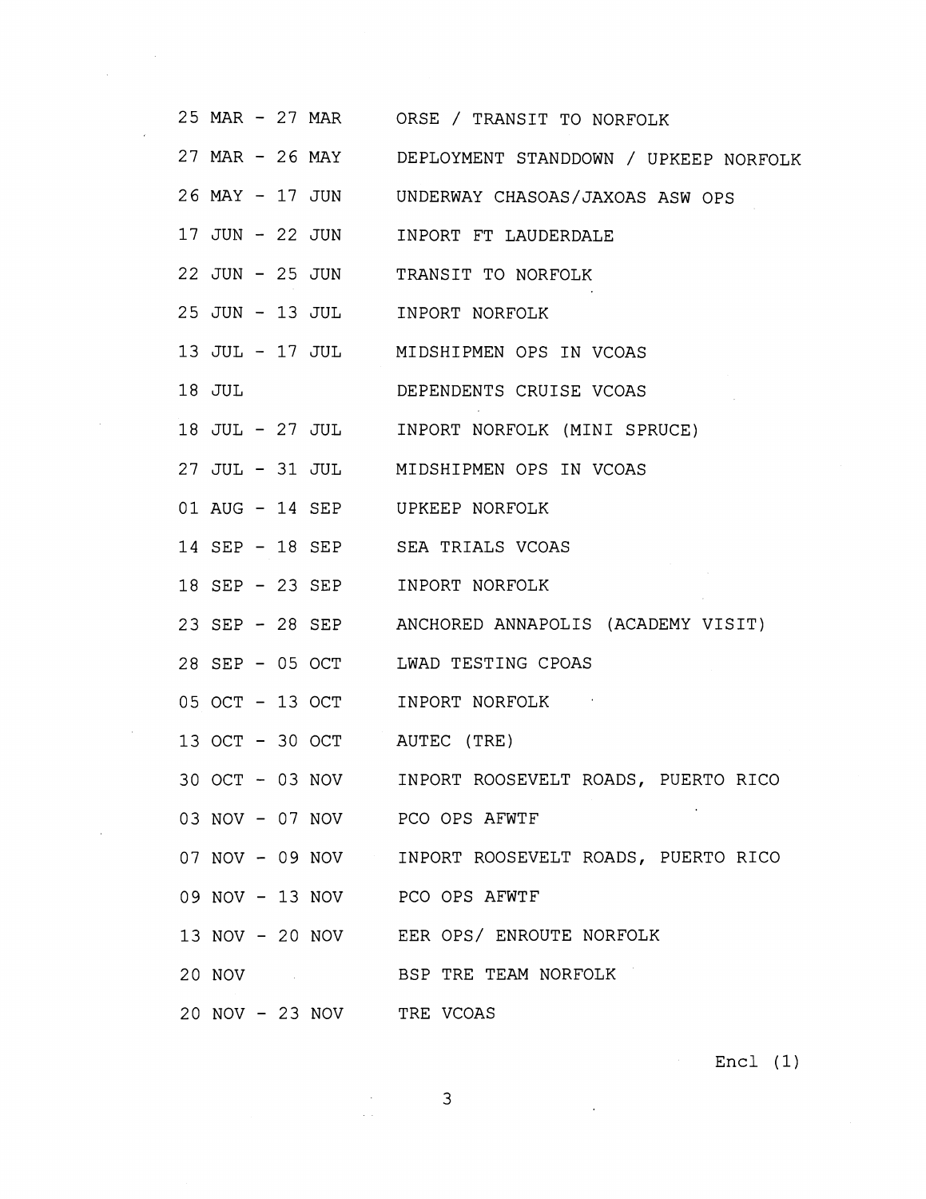| | |
|---|---|
| 25 MAR - 27 MAR | ORSE / TRANSIT TO NORFOLK |
| 27 MAR - 26 MAY | DEPLOYMENT STANDDOWN / UPKEEP NORFOLK |
| 26 MAY - 17 JUN | UNDERWAY CHASOAS/JAXOAS ASW OPS |
| 17 JUN - 22 JUN | INPORT FT LAUDERDALE |
| 22 JUN - 25 JUN | TRANSIT TO NORFOLK |
| 25 JUN - 13 JUL | INPORT NORFOLK |
| 13 JUL - 17 JUL | MIDSHIPMEN OPS IN VCOAS |
| 18 JUL | DEPENDENTS CRUISE VCOAS |
| 18 JUL - 27 JUL | INPORT NORFOLK (MINI SPRUCE) |
| 27 JUL - 31 JUL | MIDSHIPMEN OPS IN VCOAS |
| 01 AUG - 14 SEP | UPKEEP NORFOLK |
| 14 SEP - 18 SEP | SEA TRIALS VCOAS |
| 18 SEP - 23 SEP | INPORT NORFOLK |
| 23 SEP - 28 SEP | ANCHORED ANNAPOLIS (ACADEMY VISIT) |
| 28 SEP - 05 OCT | LWAD TESTING CPOAS |
| 05 OCT - 13 OCT | INPORT NORFOLK |
| 13 OCT - 30 OCT | AUTEC (TRE) |
| 30 OCT - 03 NOV | INPORT ROOSEVELT ROADS, PUERTO RICO |
| 03 NOV - 07 NOV | PCO OPS AFWTF |
| 07 NOV - 09 NOV | INPORT ROOSEVELT ROADS, PUERTO RICO |
| 09 NOV - 13 NOV | PCO OPS AFWTF |
| 13 NOV - 20 NOV | EER OPS/ ENROUTE NORFOLK |
| 20 NOV | BSP TRE TEAM NORFOLK |
| 20 NOV - 23 NOV | TRE VCOAS |

Encl (1)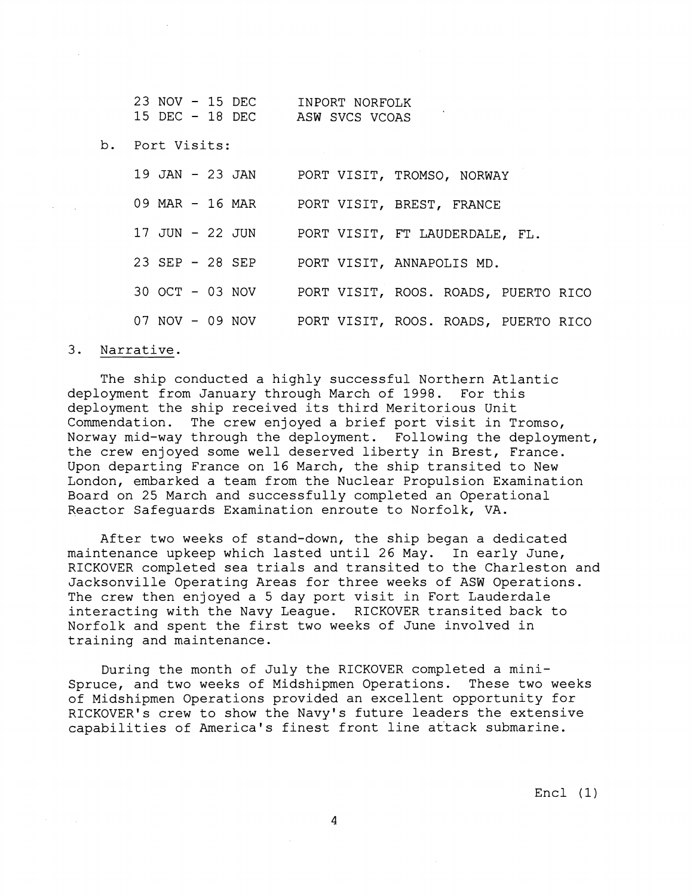| | |
|---|---|
| 23 NOV - 15 DEC | INPORT NORFOLK |
| 15 DEC - 18 DEC | ASW SVCS VCOAS |

b. Port Visits:

| | |
|---|---|
| 19 JAN - 23 JAN | PORT VISIT, TROMSO, NORWAY |
| 09 MAR - 16 MAR | PORT VISIT, BREST, FRANCE |
| 17 JUN - 22 JUN | PORT VISIT, FT LAUDERDALE, FL. |
| 23 SEP - 28 SEP | PORT VISIT, ANNAPOLIS MD. |
| 30 OCT - 03 NOV | PORT VISIT, ROOS. ROADS, PUERTO RICO |
| 07 NOV - 09 NOV | PORT VISIT, ROOS. ROADS, PUERTO RICO |

3. Narrative.

The ship conducted a highly successful Northern Atlantic deployment from January through March of 1998. For this deployment the ship received its third Meritorious Unit Commendation. The crew enjoyed a brief port visit in Tromso, Norway mid-way through the deployment. Following the deployment, the crew enjoyed some well deserved liberty in Brest, France. Upon departing France on 16 March, the ship transited to New London, embarked a team from the Nuclear Propulsion Examination Board on 25 March and successfully completed an Operational Reactor Safeguards Examination enroute to Norfolk, VA.

After two weeks of stand-down, the ship began a dedicated maintenance upkeep which lasted until 26 May. In early June, RICKOVER completed sea trials and transited to the Charleston and Jacksonville Operating Areas for three weeks of ASW Operations. The crew then enjoyed a 5 day port visit in Fort Lauderdale interacting with the Navy League. RICKOVER transited back to Norfolk and spent the first two weeks of June involved in training and maintenance.

During the month of July the RICKOVER completed a mini-Spruce, and two weeks of Midshipmen Operations. These two weeks of Midshipmen Operations provided an excellent opportunity for RICKOVER's crew to show the Navy's future leaders the extensive capabilities of America's finest front line attack submarine.

Encl (1)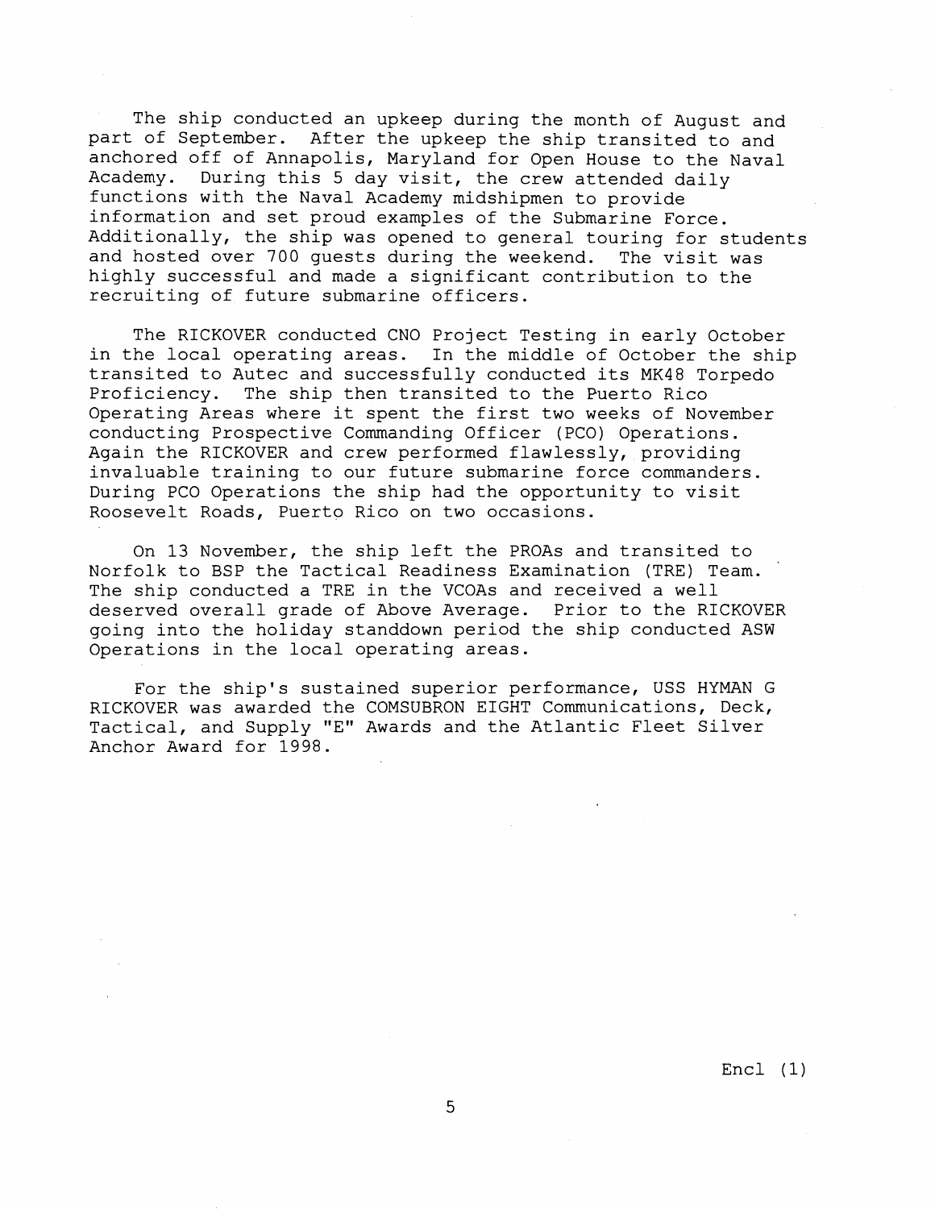The ship conducted an upkeep during the month of August and part of September. After the upkeep the ship transited to and anchored off of Annapolis, Maryland for Open House to the Naval Academy. During this 5 day visit, the crew attended daily functions with the Naval Academy midshipmen to provide information and set proud examples of the Submarine Force. Additionally, the ship was opened to general touring for students and hosted over 700 guests during the weekend. The visit was highly successful and made a significant contribution to the recruiting of future submarine officers.

The RICKOVER conducted CNO Project Testing in early October in the local operating areas. In the middle of October the ship transited to Autec and successfully conducted its MK48 Torpedo Proficiency. The ship then transited to the Puerto Rico Operating Areas where it spent the first two weeks of November conducting Prospective Commanding Officer (PCO) Operations. Again the RICKOVER and crew performed flawlessly, providing invaluable training to our future submarine force commanders. During PCO Operations the ship had the opportunity to visit Roosevelt Roads, Puerto Rico on two occasions.

On 13 November, the ship left the PROAs and transited to Norfolk to BSP the Tactical Readiness Examination (TRE) Team. The ship conducted a TRE in the VCOAs and received a well deserved overall grade of Above Average. Prior to the RICKOVER going into the holiday standdown period the ship conducted ASW Operations in the local operating areas.

For the ship's sustained superior performance, USS HYMAN G RICKOVER was awarded the COMSUBRON EIGHT Communications, Deck, Tactical, and Supply "E" Awards and the Atlantic Fleet Silver Anchor Award for 1998.

Encl (1)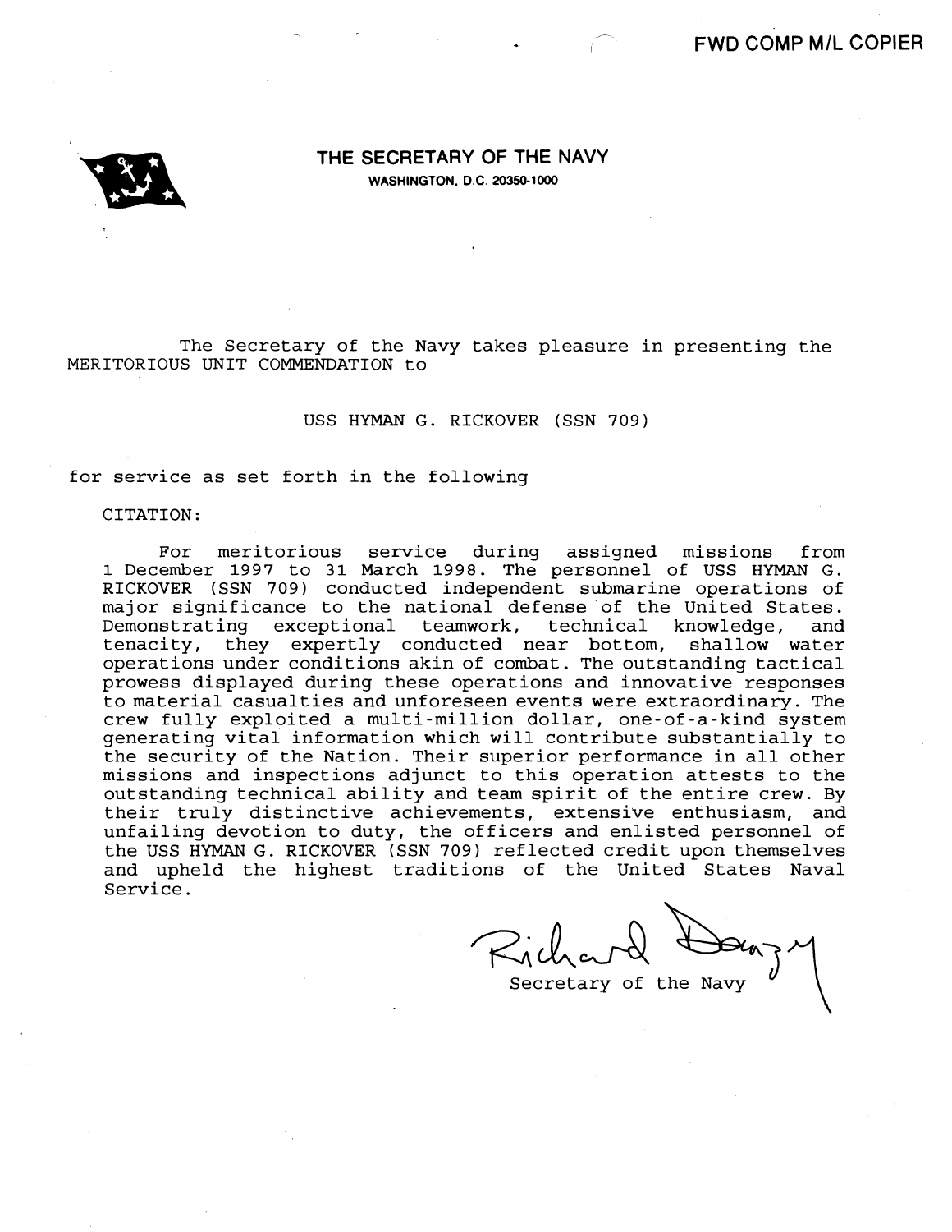FWD COMP M/L COPIER

**THE SECRETARY OF THE NAVY**
**WASHINGTON, D.C. 20350-1000**

The Secretary of the Navy takes pleasure in presenting the MERITORIOUS UNIT COMMENDATION to

USS HYMAN G. RICKOVER (SSN 709)

for service as set forth in the following

CITATION:

For meritorious service during assigned missions from 1 December 1997 to 31 March 1998. The personnel of USS HYMAN G. RICKOVER (SSN 709) conducted independent submarine operations of major significance to the national defense of the United States. Demonstrating exceptional teamwork, technical knowledge, and tenacity, they expertly conducted near bottom, shallow water operations under conditions akin of combat. The outstanding tactical prowess displayed during these operations and innovative responses to material casualties and unforeseen events were extraordinary. The crew fully exploited a multi-million dollar, one-of-a-kind system generating vital information which will contribute substantially to the security of the Nation. Their superior performance in all other missions and inspections adjunct to this operation attests to the outstanding technical ability and team spirit of the entire crew. By their truly distinctive achievements, extensive enthusiasm, and unfailing devotion to duty, the officers and enlisted personnel of the USS HYMAN G. RICKOVER (SSN 709) reflected credit upon themselves and upheld the highest traditions of the United States Naval Service.

Richard Danzig

Secretary of the Navy